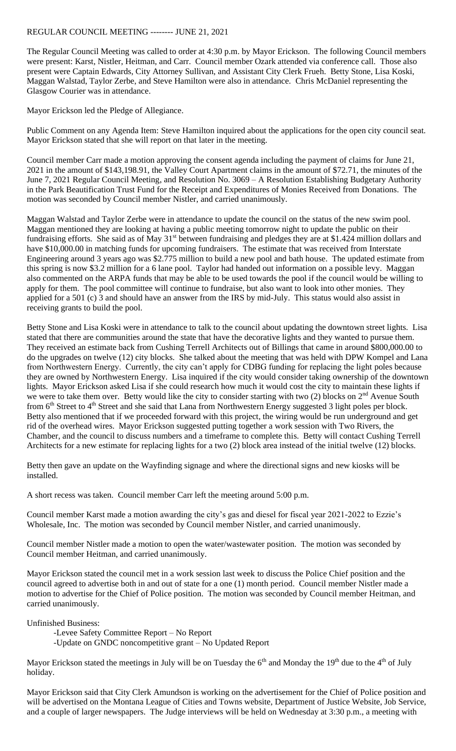REGULAR COUNCIL MEETING -------- JUNE 21, 2021

The Regular Council Meeting was called to order at 4:30 p.m. by Mayor Erickson. The following Council members were present: Karst, Nistler, Heitman, and Carr. Council member Ozark attended via conference call. Those also present were Captain Edwards, City Attorney Sullivan, and Assistant City Clerk Frueh. Betty Stone, Lisa Koski, Maggan Walstad, Taylor Zerbe, and Steve Hamilton were also in attendance. Chris McDaniel representing the Glasgow Courier was in attendance.

Mayor Erickson led the Pledge of Allegiance.

Public Comment on any Agenda Item: Steve Hamilton inquired about the applications for the open city council seat. Mayor Erickson stated that she will report on that later in the meeting.

Council member Carr made a motion approving the consent agenda including the payment of claims for June 21, 2021 in the amount of $143,198.91, the Valley Court Apartment claims in the amount of $72.71, the minutes of the June 7, 2021 Regular Council Meeting, and Resolution No. 3069 – A Resolution Establishing Budgetary Authority in the Park Beautification Trust Fund for the Receipt and Expenditures of Monies Received from Donations. The motion was seconded by Council member Nistler, and carried unanimously.

Maggan Walstad and Taylor Zerbe were in attendance to update the council on the status of the new swim pool. Maggan mentioned they are looking at having a public meeting tomorrow night to update the public on their fundraising efforts. She said as of May 31st between fundraising and pledges they are at $1.424 million dollars and have $10,000.00 in matching funds for upcoming fundraisers. The estimate that was received from Interstate Engineering around 3 years ago was $2.775 million to build a new pool and bath house. The updated estimate from this spring is now $3.2 million for a 6 lane pool. Taylor had handed out information on a possible levy. Maggan also commented on the ARPA funds that may be able to be used towards the pool if the council would be willing to apply for them. The pool committee will continue to fundraise, but also want to look into other monies. They applied for a 501 (c) 3 and should have an answer from the IRS by mid-July. This status would also assist in receiving grants to build the pool.

Betty Stone and Lisa Koski were in attendance to talk to the council about updating the downtown street lights. Lisa stated that there are communities around the state that have the decorative lights and they wanted to pursue them. They received an estimate back from Cushing Terrell Architects out of Billings that came in around $800,000.00 to do the upgrades on twelve (12) city blocks. She talked about the meeting that was held with DPW Kompel and Lana from Northwestern Energy. Currently, the city can't apply for CDBG funding for replacing the light poles because they are owned by Northwestern Energy. Lisa inquired if the city would consider taking ownership of the downtown lights. Mayor Erickson asked Lisa if she could research how much it would cost the city to maintain these lights if we were to take them over. Betty would like the city to consider starting with two (2) blocks on 2nd Avenue South from 6th Street to 4th Street and she said that Lana from Northwestern Energy suggested 3 light poles per block. Betty also mentioned that if we proceeded forward with this project, the wiring would be run underground and get rid of the overhead wires. Mayor Erickson suggested putting together a work session with Two Rivers, the Chamber, and the council to discuss numbers and a timeframe to complete this. Betty will contact Cushing Terrell Architects for a new estimate for replacing lights for a two (2) block area instead of the initial twelve (12) blocks.

Betty then gave an update on the Wayfinding signage and where the directional signs and new kiosks will be installed.

A short recess was taken. Council member Carr left the meeting around 5:00 p.m.

Council member Karst made a motion awarding the city's gas and diesel for fiscal year 2021-2022 to Ezzie's Wholesale, Inc. The motion was seconded by Council member Nistler, and carried unanimously.

Council member Nistler made a motion to open the water/wastewater position. The motion was seconded by Council member Heitman, and carried unanimously.

Mayor Erickson stated the council met in a work session last week to discuss the Police Chief position and the council agreed to advertise both in and out of state for a one (1) month period. Council member Nistler made a motion to advertise for the Chief of Police position. The motion was seconded by Council member Heitman, and carried unanimously.

Unfinished Business:

- Levee Safety Committee Report – No Report
- Update on GNDC noncompetitive grant – No Updated Report

Mayor Erickson stated the meetings in July will be on Tuesday the 6th and Monday the 19th due to the 4th of July holiday.

Mayor Erickson said that City Clerk Amundson is working on the advertisement for the Chief of Police position and will be advertised on the Montana League of Cities and Towns website, Department of Justice Website, Job Service, and a couple of larger newspapers. The Judge interviews will be held on Wednesday at 3:30 p.m., a meeting with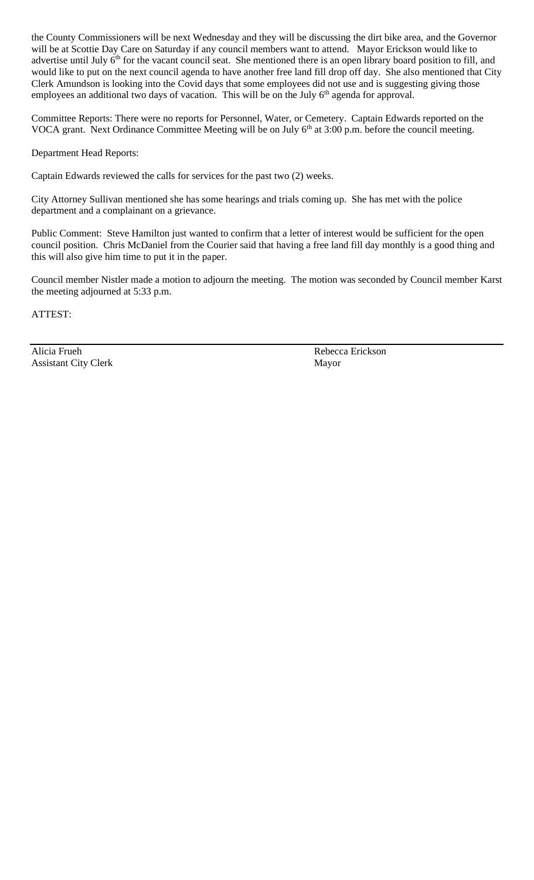the County Commissioners will be next Wednesday and they will be discussing the dirt bike area, and the Governor will be at Scottie Day Care on Saturday if any council members want to attend. Mayor Erickson would like to advertise until July 6th for the vacant council seat. She mentioned there is an open library board position to fill, and would like to put on the next council agenda to have another free land fill drop off day. She also mentioned that City Clerk Amundson is looking into the Covid days that some employees did not use and is suggesting giving those employees an additional two days of vacation. This will be on the July 6th agenda for approval.

Committee Reports: There were no reports for Personnel, Water, or Cemetery. Captain Edwards reported on the VOCA grant. Next Ordinance Committee Meeting will be on July 6th at 3:00 p.m. before the council meeting.

Department Head Reports:

Captain Edwards reviewed the calls for services for the past two (2) weeks.

City Attorney Sullivan mentioned she has some hearings and trials coming up. She has met with the police department and a complainant on a grievance.

Public Comment: Steve Hamilton just wanted to confirm that a letter of interest would be sufficient for the open council position. Chris McDaniel from the Courier said that having a free land fill day monthly is a good thing and this will also give him time to put it in the paper.

Council member Nistler made a motion to adjourn the meeting. The motion was seconded by Council member Karst the meeting adjourned at 5:33 p.m.

ATTEST:

Alicia Frueh
Assistant City Clerk

Rebecca Erickson
Mayor